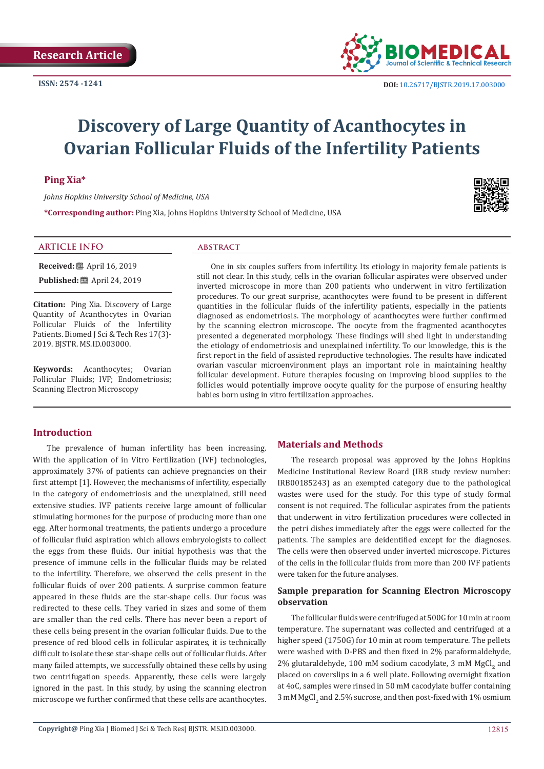Research Article

ISSN: 2574 -1241

DOI: 10.26717/BJSTR.2019.17.003000

# Discovery of Large Quantity of Acanthocytes in Ovarian Follicular Fluids of the Infertility Patients

**Ping Xia***

*Johns Hopkins University School of Medicine, USA*

***Corresponding author:** Ping Xia, Johns Hopkins University School of Medicine, USA

## ARTICLE INFO

**Received:** April 16, 2019

**Published:** April 24, 2019

**Citation:** Ping Xia. Discovery of Large Quantity of Acanthocytes in Ovarian Follicular Fluids of the Infertility Patients. Biomed J Sci & Tech Res 17(3)-2019. BJSTR. MS.ID.003000.

**Keywords:** Acanthocytes; Ovarian Follicular Fluids; IVF; Endometriosis; Scanning Electron Microscopy

## ABSTRACT

One in six couples suffers from infertility. Its etiology in majority female patients is still not clear. In this study, cells in the ovarian follicular aspirates were observed under inverted microscope in more than 200 patients who underwent in vitro fertilization procedures. To our great surprise, acanthocytes were found to be present in different quantities in the follicular fluids of the infertility patients, especially in the patients diagnosed as endometriosis. The morphology of acanthocytes were further confirmed by the scanning electron microscope. The oocyte from the fragmented acanthocytes presented a degenerated morphology. These findings will shed light in understanding the etiology of endometriosis and unexplained infertility. To our knowledge, this is the first report in the field of assisted reproductive technologies. The results have indicated ovarian vascular microenvironment plays an important role in maintaining healthy follicular development. Future therapies focusing on improving blood supplies to the follicles would potentially improve oocyte quality for the purpose of ensuring healthy babies born using in vitro fertilization approaches.

## Introduction

The prevalence of human infertility has been increasing. With the application of in Vitro Fertilization (IVF) technologies, approximately 37% of patients can achieve pregnancies on their first attempt [1]. However, the mechanisms of infertility, especially in the category of endometriosis and the unexplained, still need extensive studies. IVF patients receive large amount of follicular stimulating hormones for the purpose of producing more than one egg. After hormonal treatments, the patients undergo a procedure of follicular fluid aspiration which allows embryologists to collect the eggs from these fluids. Our initial hypothesis was that the presence of immune cells in the follicular fluids may be related to the infertility. Therefore, we observed the cells present in the follicular fluids of over 200 patients. A surprise common feature appeared in these fluids are the star-shape cells. Our focus was redirected to these cells. They varied in sizes and some of them are smaller than the red cells. There has never been a report of these cells being present in the ovarian follicular fluids. Due to the presence of red blood cells in follicular aspirates, it is technically difficult to isolate these star-shape cells out of follicular fluids. After many failed attempts, we successfully obtained these cells by using two centrifugation speeds. Apparently, these cells were largely ignored in the past. In this study, by using the scanning electron microscope we further confirmed that these cells are acanthocytes.

## Materials and Methods

The research proposal was approved by the Johns Hopkins Medicine Institutional Review Board (IRB study review number: IRB00185243) as an exempted category due to the pathological wastes were used for the study. For this type of study formal consent is not required. The follicular aspirates from the patients that underwent in vitro fertilization procedures were collected in the petri dishes immediately after the eggs were collected for the patients. The samples are deidentified except for the diagnoses. The cells were then observed under inverted microscope. Pictures of the cells in the follicular fluids from more than 200 IVF patients were taken for the future analyses.

### Sample preparation for Scanning Electron Microscopy observation

The follicular fluids were centrifuged at 500G for 10 min at room temperature. The supernatant was collected and centrifuged at a higher speed (1750G) for 10 min at room temperature. The pellets were washed with D-PBS and then fixed in 2% paraformaldehyde, 2% glutaraldehyde, 100 mM sodium cacodylate, 3 mM $MgCl_2$ and placed on coverslips in a 6 well plate. Following overnight fixation at 4oC, samples were rinsed in 50 mM cacodylate buffer containing 3 mM $MgCl_2$ and 2.5% sucrose, and then post-fixed with 1% osmium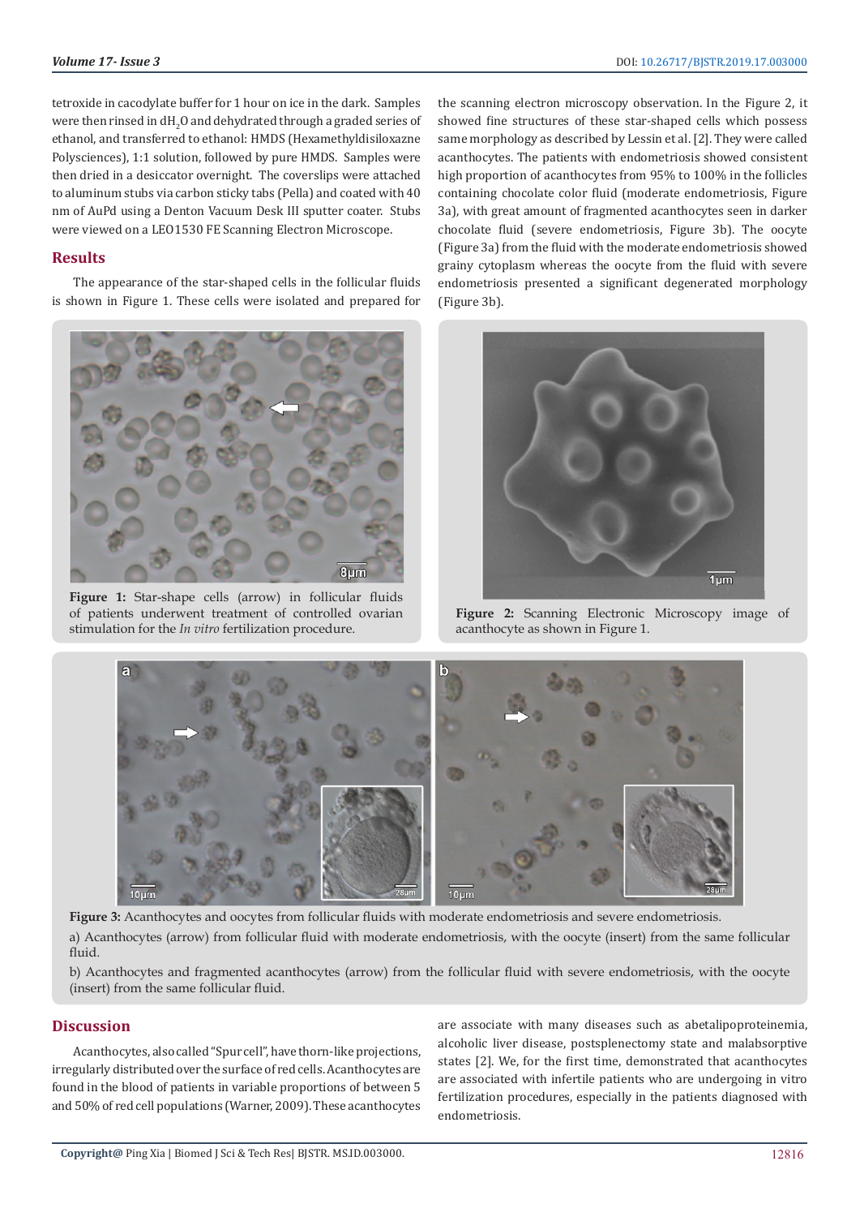tetroxide in cacodylate buffer for 1 hour on ice in the dark. Samples were then rinsed in $dH_2O$ and dehydrated through a graded series of ethanol, and transferred to ethanol: HMDS (Hexamethyldisiloxazne Polysciences), 1:1 solution, followed by pure HMDS. Samples were then dried in a desiccator overnight. The coverslips were attached to aluminum stubs via carbon sticky tabs (Pella) and coated with 40 nm of AuPd using a Denton Vacuum Desk III sputter coater. Stubs were viewed on a LEO1530 FE Scanning Electron Microscope.

## Results

The appearance of the star-shaped cells in the follicular fluids is shown in Figure 1. These cells were isolated and prepared for the scanning electron microscopy observation. In the Figure 2, it showed fine structures of these star-shaped cells which possess same morphology as described by Lessin et al. [2]. They were called acanthocytes. The patients with endometriosis showed consistent high proportion of acanthocytes from 95% to 100% in the follicles containing chocolate color fluid (moderate endometriosis, Figure 3a), with great amount of fragmented acanthocytes seen in darker chocolate fluid (severe endometriosis, Figure 3b). The oocyte (Figure 3a) from the fluid with the moderate endometriosis showed grainy cytoplasm whereas the oocyte from the fluid with severe endometriosis presented a significant degenerated morphology (Figure 3b).

**Figure 1:** Star-shape cells (arrow) in follicular fluids of patients underwent treatment of controlled ovarian stimulation for the *In vitro* fertilization procedure.

**Figure 2:** Scanning Electronic Microscopy image of acanthocyte as shown in Figure 1.

**Figure 3:** Acanthocytes and oocytes from follicular fluids with moderate endometriosis and severe endometriosis.

a) Acanthocytes (arrow) from follicular fluid with moderate endometriosis, with the oocyte (insert) from the same follicular fluid.

b) Acanthocytes and fragmented acanthocytes (arrow) from the follicular fluid with severe endometriosis, with the oocyte (insert) from the same follicular fluid.

## Discussion

Acanthocytes, also called "Spur cell", have thorn-like projections, irregularly distributed over the surface of red cells. Acanthocytes are found in the blood of patients in variable proportions of between 5 and 50% of red cell populations (Warner, 2009). These acanthocytes are associate with many diseases such as abetalipoproteinemia, alcoholic liver disease, postsplenectomy state and malabsorptive states [2]. We, for the first time, demonstrated that acanthocytes are associated with infertile patients who are undergoing in vitro fertilization procedures, especially in the patients diagnosed with endometriosis.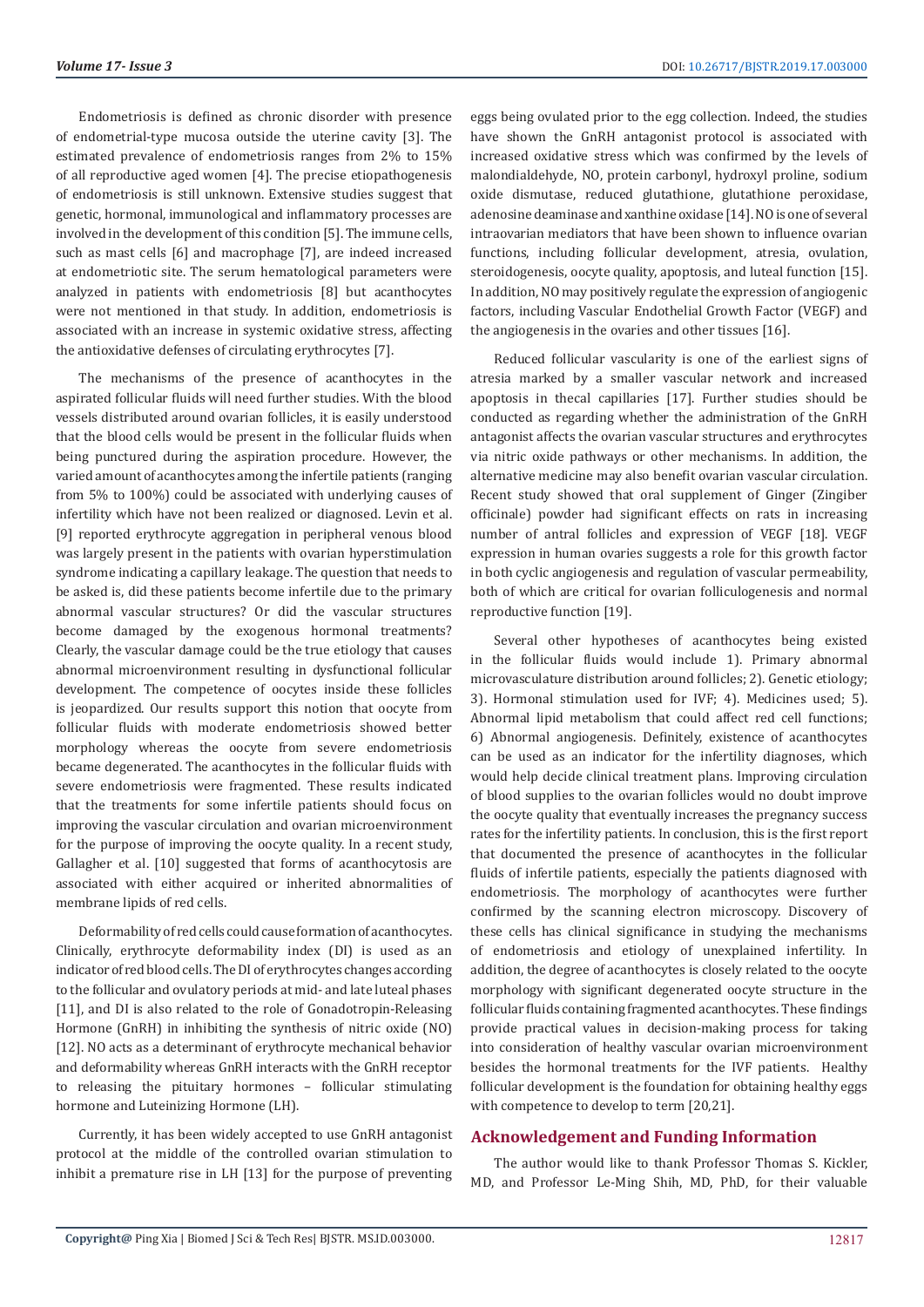Endometriosis is defined as chronic disorder with presence of endometrial-type mucosa outside the uterine cavity [3]. The estimated prevalence of endometriosis ranges from 2% to 15% of all reproductive aged women [4]. The precise etiopathogenesis of endometriosis is still unknown. Extensive studies suggest that genetic, hormonal, immunological and inflammatory processes are involved in the development of this condition [5]. The immune cells, such as mast cells [6] and macrophage [7], are indeed increased at endometriotic site. The serum hematological parameters were analyzed in patients with endometriosis [8] but acanthocytes were not mentioned in that study. In addition, endometriosis is associated with an increase in systemic oxidative stress, affecting the antioxidative defenses of circulating erythrocytes [7].

The mechanisms of the presence of acanthocytes in the aspirated follicular fluids will need further studies. With the blood vessels distributed around ovarian follicles, it is easily understood that the blood cells would be present in the follicular fluids when being punctured during the aspiration procedure. However, the varied amount of acanthocytes among the infertile patients (ranging from 5% to 100%) could be associated with underlying causes of infertility which have not been realized or diagnosed. Levin et al. [9] reported erythrocyte aggregation in peripheral venous blood was largely present in the patients with ovarian hyperstimulation syndrome indicating a capillary leakage. The question that needs to be asked is, did these patients become infertile due to the primary abnormal vascular structures? Or did the vascular structures become damaged by the exogenous hormonal treatments? Clearly, the vascular damage could be the true etiology that causes abnormal microenvironment resulting in dysfunctional follicular development. The competence of oocytes inside these follicles is jeopardized. Our results support this notion that oocyte from follicular fluids with moderate endometriosis showed better morphology whereas the oocyte from severe endometriosis became degenerated. The acanthocytes in the follicular fluids with severe endometriosis were fragmented. These results indicated that the treatments for some infertile patients should focus on improving the vascular circulation and ovarian microenvironment for the purpose of improving the oocyte quality. In a recent study, Gallagher et al. [10] suggested that forms of acanthocytosis are associated with either acquired or inherited abnormalities of membrane lipids of red cells.

Deformability of red cells could cause formation of acanthocytes. Clinically, erythrocyte deformability index (DI) is used as an indicator of red blood cells. The DI of erythrocytes changes according to the follicular and ovulatory periods at mid- and late luteal phases [11], and DI is also related to the role of Gonadotropin-Releasing Hormone (GnRH) in inhibiting the synthesis of nitric oxide (NO) [12]. NO acts as a determinant of erythrocyte mechanical behavior and deformability whereas GnRH interacts with the GnRH receptor to releasing the pituitary hormones – follicular stimulating hormone and Luteinizing Hormone (LH).

Currently, it has been widely accepted to use GnRH antagonist protocol at the middle of the controlled ovarian stimulation to inhibit a premature rise in LH [13] for the purpose of preventing eggs being ovulated prior to the egg collection. Indeed, the studies have shown the GnRH antagonist protocol is associated with increased oxidative stress which was confirmed by the levels of malondialdehyde, NO, protein carbonyl, hydroxyl proline, sodium oxide dismutase, reduced glutathione, glutathione peroxidase, adenosine deaminase and xanthine oxidase [14]. NO is one of several intraovarian mediators that have been shown to influence ovarian functions, including follicular development, atresia, ovulation, steroidogenesis, oocyte quality, apoptosis, and luteal function [15]. In addition, NO may positively regulate the expression of angiogenic factors, including Vascular Endothelial Growth Factor (VEGF) and the angiogenesis in the ovaries and other tissues [16].

Reduced follicular vascularity is one of the earliest signs of atresia marked by a smaller vascular network and increased apoptosis in thecal capillaries [17]. Further studies should be conducted as regarding whether the administration of the GnRH antagonist affects the ovarian vascular structures and erythrocytes via nitric oxide pathways or other mechanisms. In addition, the alternative medicine may also benefit ovarian vascular circulation. Recent study showed that oral supplement of Ginger (Zingiber officinale) powder had significant effects on rats in increasing number of antral follicles and expression of VEGF [18]. VEGF expression in human ovaries suggests a role for this growth factor in both cyclic angiogenesis and regulation of vascular permeability, both of which are critical for ovarian folliculogenesis and normal reproductive function [19].

Several other hypotheses of acanthocytes being existed in the follicular fluids would include 1). Primary abnormal microvasculature distribution around follicles; 2). Genetic etiology; 3). Hormonal stimulation used for IVF; 4). Medicines used; 5). Abnormal lipid metabolism that could affect red cell functions; 6) Abnormal angiogenesis. Definitely, existence of acanthocytes can be used as an indicator for the infertility diagnoses, which would help decide clinical treatment plans. Improving circulation of blood supplies to the ovarian follicles would no doubt improve the oocyte quality that eventually increases the pregnancy success rates for the infertility patients. In conclusion, this is the first report that documented the presence of acanthocytes in the follicular fluids of infertile patients, especially the patients diagnosed with endometriosis. The morphology of acanthocytes were further confirmed by the scanning electron microscopy. Discovery of these cells has clinical significance in studying the mechanisms of endometriosis and etiology of unexplained infertility. In addition, the degree of acanthocytes is closely related to the oocyte morphology with significant degenerated oocyte structure in the follicular fluids containing fragmented acanthocytes. These findings provide practical values in decision-making process for taking into consideration of healthy vascular ovarian microenvironment besides the hormonal treatments for the IVF patients. Healthy follicular development is the foundation for obtaining healthy eggs with competence to develop to term [20,21].

## Acknowledgement and Funding Information

The author would like to thank Professor Thomas S. Kickler, MD, and Professor Le-Ming Shih, MD, PhD, for their valuable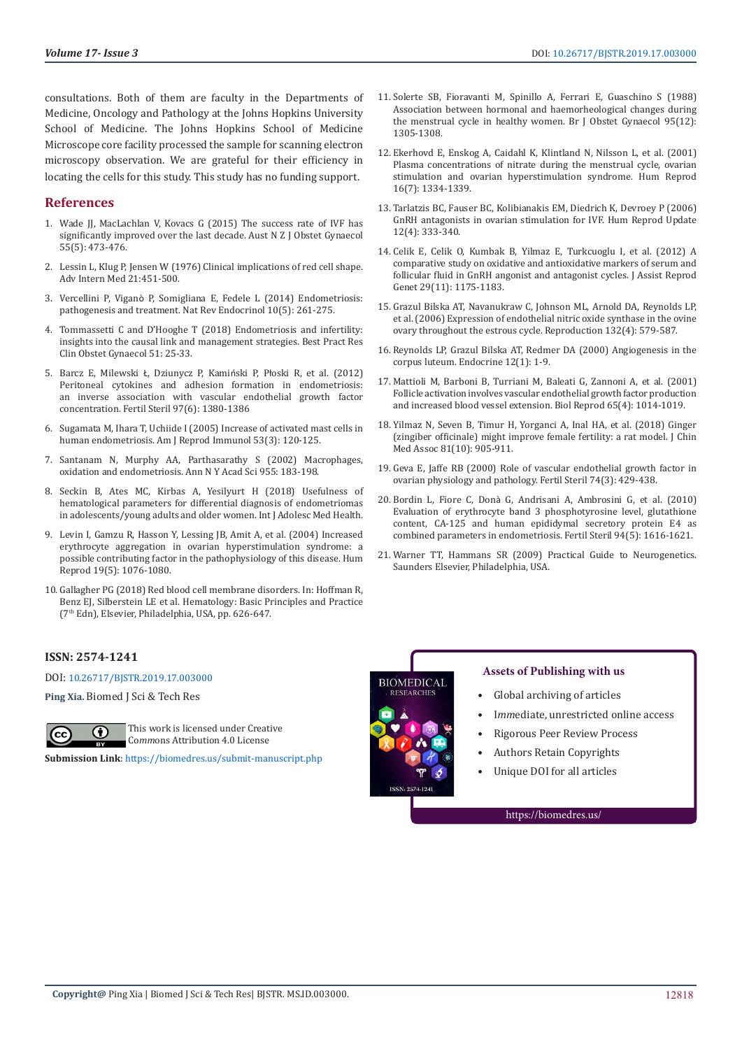consultations. Both of them are faculty in the Departments of Medicine, Oncology and Pathology at the Johns Hopkins University School of Medicine. The Johns Hopkins School of Medicine Microscope core facility processed the sample for scanning electron microscopy observation. We are grateful for their efficiency in locating the cells for this study. This study has no funding support.

## References

1. Wade JJ, MacLachlan V, Kovacs G (2015) The success rate of IVF has significantly improved over the last decade. Aust N Z J Obstet Gynaecol 55(5): 473-476.
2. Lessin L, Klug P, Jensen W (1976) Clinical implications of red cell shape. Adv Intern Med 21:451-500.
3. Vercellini P, Viganò P, Somigliana E, Fedele L (2014) Endometriosis: pathogenesis and treatment. Nat Rev Endocrinol 10(5): 261-275.
4. Tommassetti C and D'Hooghe T (2018) Endometriosis and infertility: insights into the causal link and management strategies. Best Pract Res Clin Obstet Gynaecol 51: 25-33.
5. Barcz E, Milewski Ł, Dziunycz P, Kamiński P, Płoski R, et al. (2012) Peritoneal cytokines and adhesion formation in endometriosis: an inverse association with vascular endothelial growth factor concentration. Fertil Steril 97(6): 1380-1386
6. Sugamata M, Ihara T, Uchiide I (2005) Increase of activated mast cells in human endometriosis. Am J Reprod Immunol 53(3): 120-125.
7. Santanam N, Murphy AA, Parthasarathy S (2002) Macrophages, oxidation and endometriosis. Ann N Y Acad Sci 955: 183-198.
8. Seckin B, Ates MC, Kirbas A, Yesilyurt H (2018) Usefulness of hematological parameters for differential diagnosis of endometriomas in adolescents/young adults and older women. Int J Adolesc Med Health.
9. Levin I, Gamzu R, Hasson Y, Lessing JB, Amit A, et al. (2004) Increased erythrocyte aggregation in ovarian hyperstimulation syndrome: a possible contributing factor in the pathophysiology of this disease. Hum Reprod 19(5): 1076-1080.
10. Gallagher PG (2018) Red blood cell membrane disorders. In: Hoffman R, Benz EJ, Silberstein LE et al. Hematology: Basic Principles and Practice (7th Edn), Elsevier, Philadelphia, USA, pp. 626-647.
11. Solerte SB, Fioravanti M, Spinillo A, Ferrari E, Guaschino S (1988) Association between hormonal and haemorheological changes during the menstrual cycle in healthy women. Br J Obstet Gynaecol 95(12): 1305-1308.
12. Ekerhovd E, Enskog A, Caidahl K, Klintland N, Nilsson L, et al. (2001) Plasma concentrations of nitrate during the menstrual cycle, ovarian stimulation and ovarian hyperstimulation syndrome. Hum Reprod 16(7): 1334-1339.
13. Tarlatzis BC, Fauser BC, Kolibianakis EM, Diedrich K, Devroey P (2006) GnRH antagonists in ovarian stimulation for IVF. Hum Reprod Update 12(4): 333-340.
14. Celik E, Celik O, Kumbak B, Yilmaz E, Turkcuoglu I, et al. (2012) A comparative study on oxidative and antioxidative markers of serum and follicular fluid in GnRH angonist and antagonist cycles. J Assist Reprod Genet 29(11): 1175-1183.
15. Grazul Bilska AT, Navanukraw C, Johnson ML, Arnold DA, Reynolds LP, et al. (2006) Expression of endothelial nitric oxide synthase in the ovine ovary throughout the estrous cycle. Reproduction 132(4): 579-587.
16. Reynolds LP, Grazul Bilska AT, Redmer DA (2000) Angiogenesis in the corpus luteum. Endocrine 12(1): 1-9.
17. Mattioli M, Barboni B, Turriani M, Baleati G, Zannoni A, et al. (2001) Follicle activation involves vascular endothelial growth factor production and increased blood vessel extension. Biol Reprod 65(4): 1014-1019.
18. Yilmaz N, Seven B, Timur H, Yorganci A, Inal HA, et al. (2018) Ginger (zingiber officinale) might improve female fertility: a rat model. J Chin Med Assoc 81(10): 905-911.
19. Geva E, Jaffe RB (2000) Role of vascular endothelial growth factor in ovarian physiology and pathology. Fertil Steril 74(3): 429-438.
20. Bordin L, Fiore C, Donà G, Andrisani A, Ambrosini G, et al. (2010) Evaluation of erythrocyte band 3 phosphotyrosine level, glutathione content, CA-125 and human epididymal secretory protein E4 as combined parameters in endometriosis. Fertil Steril 94(5): 1616-1621.
21. Warner TT, Hammans SR (2009) Practical Guide to Neurogenetics. Saunders Elsevier, Philadelphia, USA.

**ISSN: 2574-1241**

DOI: 10.26717/BJSTR.2019.17.003000

**Ping Xia.** Biomed J Sci & Tech Res

This work is licensed under Creative Commons Attribution 4.0 License

**Submission Link**: https://biomedres.us/submit-manuscript.php

**Assets of Publishing with us**

- Global archiving of articles
- Immediate, unrestricted online access
- Rigorous Peer Review Process
- Authors Retain Copyrights
- Unique DOI for all articles

https://biomedres.us/